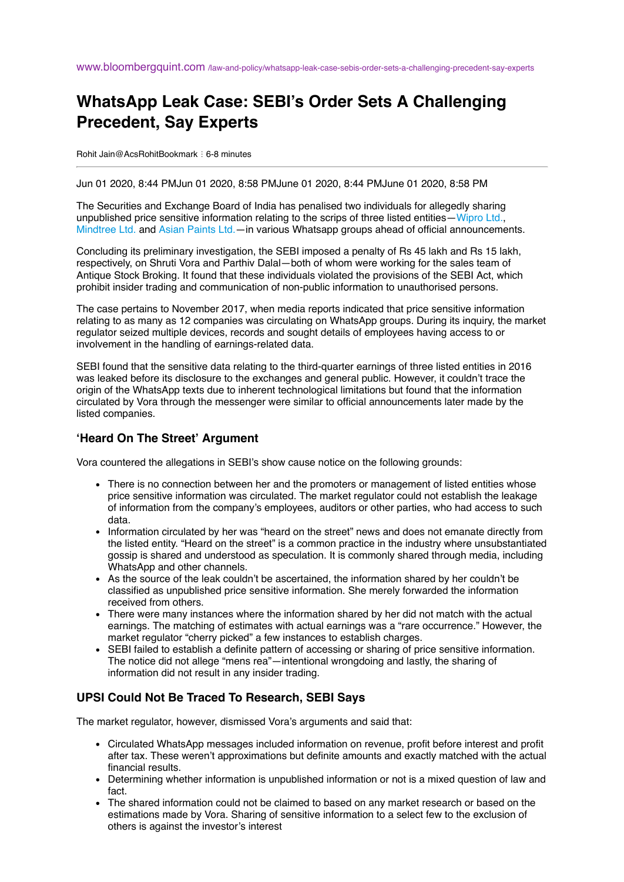www.bloombergquint.com /law-and-policy/whatsapp-leak-case-sebis-order-sets-a-challenging-precedent-say-experts

# WhatsApp Leak Case: SEBI's Order Sets A Challenging Precedent, Say Experts

Rohit Jain@AcsRohitBookmark ⁝ 6-8 minutes

Jun 01 2020, 8:44 PMJun 01 2020, 8:58 PMJune 01 2020, 8:44 PMJune 01 2020, 8:58 PM

The Securities and Exchange Board of India has penalised two individuals for allegedly sharing unpublished price sensitive information relating to the scrips of three listed entities—Wipro Ltd., Mindtree Ltd. and Asian Paints Ltd.—in various Whatsapp groups ahead of official announcements.

Concluding its preliminary investigation, the SEBI imposed a penalty of Rs 45 lakh and Rs 15 lakh, respectively, on Shruti Vora and Parthiv Dalal—both of whom were working for the sales team of Antique Stock Broking. It found that these individuals violated the provisions of the SEBI Act, which prohibit insider trading and communication of non-public information to unauthorised persons.

The case pertains to November 2017, when media reports indicated that price sensitive information relating to as many as 12 companies was circulating on WhatsApp groups. During its inquiry, the market regulator seized multiple devices, records and sought details of employees having access to or involvement in the handling of earnings-related data.

SEBI found that the sensitive data relating to the third-quarter earnings of three listed entities in 2016 was leaked before its disclosure to the exchanges and general public. However, it couldn't trace the origin of the WhatsApp texts due to inherent technological limitations but found that the information circulated by Vora through the messenger were similar to official announcements later made by the listed companies.

## 'Heard On The Street' Argument

Vora countered the allegations in SEBI's show cause notice on the following grounds:

- There is no connection between her and the promoters or management of listed entities whose price sensitive information was circulated. The market regulator could not establish the leakage of information from the company's employees, auditors or other parties, who had access to such data.
- Information circulated by her was "heard on the street" news and does not emanate directly from the listed entity. "Heard on the street" is a common practice in the industry where unsubstantiated gossip is shared and understood as speculation. It is commonly shared through media, including WhatsApp and other channels.
- As the source of the leak couldn't be ascertained, the information shared by her couldn't be classified as unpublished price sensitive information. She merely forwarded the information received from others.
- There were many instances where the information shared by her did not match with the actual earnings. The matching of estimates with actual earnings was a "rare occurrence." However, the market regulator "cherry picked" a few instances to establish charges.
- SEBI failed to establish a definite pattern of accessing or sharing of price sensitive information. The notice did not allege "mens rea"—intentional wrongdoing and lastly, the sharing of information did not result in any insider trading.

## UPSI Could Not Be Traced To Research, SEBI Says

The market regulator, however, dismissed Vora's arguments and said that:

- Circulated WhatsApp messages included information on revenue, profit before interest and profit after tax. These weren't approximations but definite amounts and exactly matched with the actual financial results.
- Determining whether information is unpublished information or not is a mixed question of law and fact.
- The shared information could not be claimed to based on any market research or based on the estimations made by Vora. Sharing of sensitive information to a select few to the exclusion of others is against the investor's interest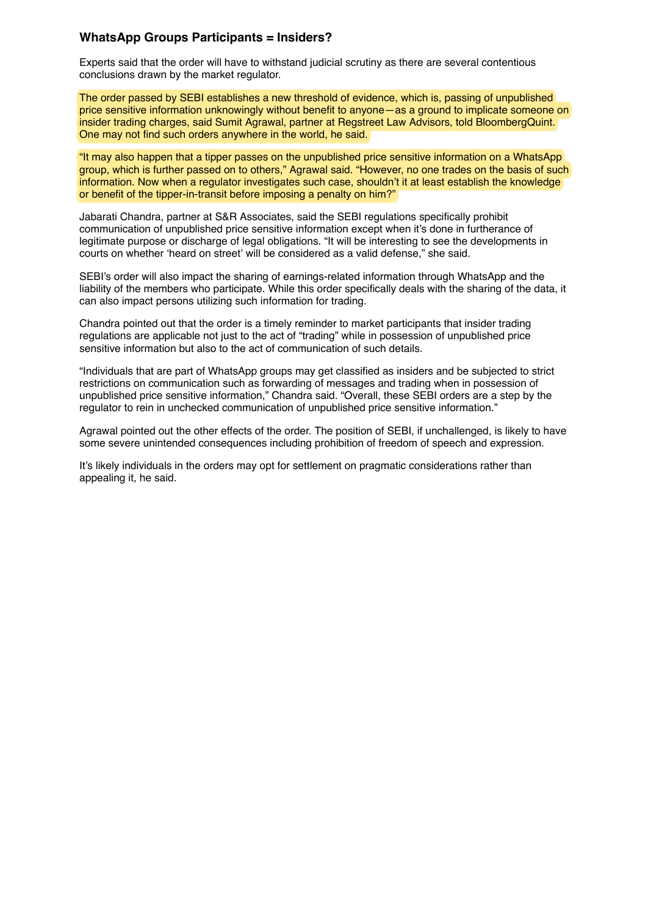## WhatsApp Groups Participants = Insiders?

Experts said that the order will have to withstand judicial scrutiny as there are several contentious conclusions drawn by the market regulator.

The order passed by SEBI establishes a new threshold of evidence, which is, passing of unpublished price sensitive information unknowingly without benefit to anyone—as a ground to implicate someone on insider trading charges, said Sumit Agrawal, partner at Regstreet Law Advisors, told BloombergQuint. One may not find such orders anywhere in the world, he said.

"It may also happen that a tipper passes on the unpublished price sensitive information on a WhatsApp group, which is further passed on to others," Agrawal said. "However, no one trades on the basis of such information. Now when a regulator investigates such case, shouldn't it at least establish the knowledge or benefit of the tipper-in-transit before imposing a penalty on him?"

Jabarati Chandra, partner at S&R Associates, said the SEBI regulations specifically prohibit communication of unpublished price sensitive information except when it's done in furtherance of legitimate purpose or discharge of legal obligations. "It will be interesting to see the developments in courts on whether 'heard on street' will be considered as a valid defense," she said.

SEBI's order will also impact the sharing of earnings-related information through WhatsApp and the liability of the members who participate. While this order specifically deals with the sharing of the data, it can also impact persons utilizing such information for trading.

Chandra pointed out that the order is a timely reminder to market participants that insider trading regulations are applicable not just to the act of "trading" while in possession of unpublished price sensitive information but also to the act of communication of such details.

"Individuals that are part of WhatsApp groups may get classified as insiders and be subjected to strict restrictions on communication such as forwarding of messages and trading when in possession of unpublished price sensitive information," Chandra said. "Overall, these SEBI orders are a step by the regulator to rein in unchecked communication of unpublished price sensitive information."

Agrawal pointed out the other effects of the order. The position of SEBI, if unchallenged, is likely to have some severe unintended consequences including prohibition of freedom of speech and expression.

It's likely individuals in the orders may opt for settlement on pragmatic considerations rather than appealing it, he said.